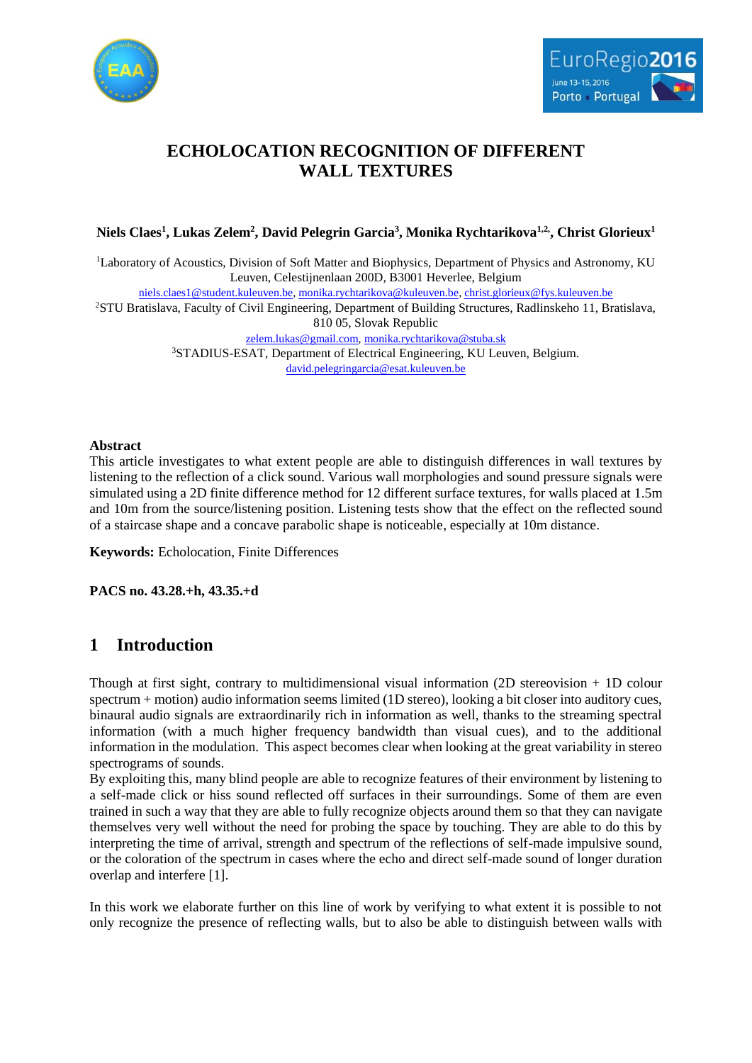# ECHOLOCATION RECOGNITION OF DIFFERENT WALL TEXTURES

**Niels Claes[1], Lukas Zelem[2], David Pelegrin Garcia[3], Monika Rychtarikova[1,2,], Christ Glorieux[1]**

[1]Laboratory of Acoustics, Division of Soft Matter and Biophysics, Department of Physics and Astronomy, KU Leuven, Celestijnenlaan 200D, B3001 Heverlee, Belgium

niels.claes1@student.kuleuven.be, monika.rychtarikova@kuleuven.be, christ.glorieux@fys.kuleuven.be

[2]STU Bratislava, Faculty of Civil Engineering, Department of Building Structures, Radlinskeho 11, Bratislava, 810 05, Slovak Republic

zelem.lukas@gmail.com, monika.rychtarikova@stuba.sk

[3]STADIUS-ESAT, Department of Electrical Engineering, KU Leuven, Belgium.

david.pelegringarcia@esat.kuleuven.be

**Abstract**

This article investigates to what extent people are able to distinguish differences in wall textures by listening to the reflection of a click sound. Various wall morphologies and sound pressure signals were simulated using a 2D finite difference method for 12 different surface textures, for walls placed at 1.5m and 10m from the source/listening position. Listening tests show that the effect on the reflected sound of a staircase shape and a concave parabolic shape is noticeable, especially at 10m distance.

**Keywords:** Echolocation, Finite Differences

**PACS no. 43.28.+h, 43.35.+d**

## 1 Introduction

Though at first sight, contrary to multidimensional visual information (2D stereovision + 1D colour spectrum + motion) audio information seems limited (1D stereo), looking a bit closer into auditory cues, binaural audio signals are extraordinarily rich in information as well, thanks to the streaming spectral information (with a much higher frequency bandwidth than visual cues), and to the additional information in the modulation. This aspect becomes clear when looking at the great variability in stereo spectrograms of sounds.

By exploiting this, many blind people are able to recognize features of their environment by listening to a self-made click or hiss sound reflected off surfaces in their surroundings. Some of them are even trained in such a way that they are able to fully recognize objects around them so that they can navigate themselves very well without the need for probing the space by touching. They are able to do this by interpreting the time of arrival, strength and spectrum of the reflections of self-made impulsive sound, or the coloration of the spectrum in cases where the echo and direct self-made sound of longer duration overlap and interfere [1].

In this work we elaborate further on this line of work by verifying to what extent it is possible to not only recognize the presence of reflecting walls, but to also be able to distinguish between walls with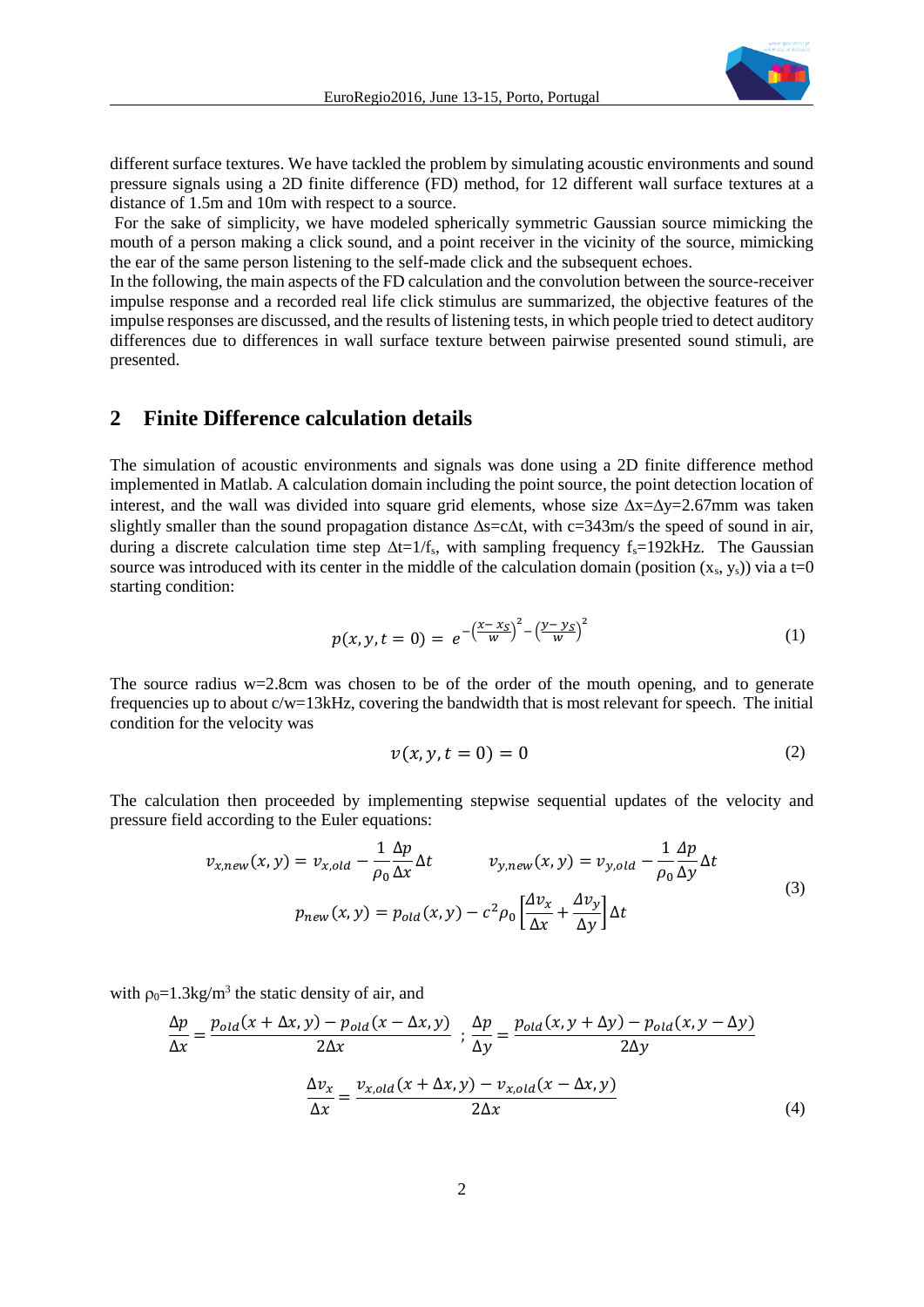different surface textures. We have tackled the problem by simulating acoustic environments and sound pressure signals using a 2D finite difference (FD) method, for 12 different wall surface textures at a distance of 1.5m and 10m with respect to a source.

For the sake of simplicity, we have modeled spherically symmetric Gaussian source mimicking the mouth of a person making a click sound, and a point receiver in the vicinity of the source, mimicking the ear of the same person listening to the self-made click and the subsequent echoes.

In the following, the main aspects of the FD calculation and the convolution between the source-receiver impulse response and a recorded real life click stimulus are summarized, the objective features of the impulse responses are discussed, and the results of listening tests, in which people tried to detect auditory differences due to differences in wall surface texture between pairwise presented sound stimuli, are presented.

## 2 Finite Difference calculation details

The simulation of acoustic environments and signals was done using a 2D finite difference method implemented in Matlab. A calculation domain including the point source, the point detection location of interest, and the wall was divided into square grid elements, whose size $\Delta x = \Delta y = 2.67$mm was taken slightly smaller than the sound propagation distance $\Delta s = c\Delta t$, with $c = 343$m/s the speed of sound in air, during a discrete calculation time step $\Delta t = 1/f_s$, with sampling frequency $f_s = 192$kHz. The Gaussian source was introduced with its center in the middle of the calculation domain (position $(x_s, y_s)$) via a t=0 starting condition:

$$p(x, y, t = 0) = e^{-\left(\frac{x - x_S}{w}\right)^2 - \left(\frac{y - y_S}{w}\right)^2} \tag{1}$$

The source radius w=2.8cm was chosen to be of the order of the mouth opening, and to generate frequencies up to about c/w=13kHz, covering the bandwidth that is most relevant for speech. The initial condition for the velocity was

$$v(x, y, t = 0) = 0 \tag{2}$$

The calculation then proceeded by implementing stepwise sequential updates of the velocity and pressure field according to the Euler equations:

$$v_{x,new}(x, y) = v_{x,old} - \frac{1}{\rho_0} \frac{\Delta p}{\Delta x} \Delta t \qquad v_{y,new}(x, y) = v_{y,old} - \frac{1}{\rho_0} \frac{\Delta p}{\Delta y} \Delta t$$
$$p_{new}(x, y) = p_{old}(x, y) - c^2 \rho_0 \left[ \frac{\Delta v_x}{\Delta x} + \frac{\Delta v_y}{\Delta y} \right] \Delta t \tag{3}$$

with $\rho_0 = 1.3$kg/m$^3$ the static density of air, and

$$\frac{\Delta p}{\Delta x} = \frac{p_{old}(x + \Delta x, y) - p_{old}(x - \Delta x, y)}{2\Delta x} \; ; \; \frac{\Delta p}{\Delta y} = \frac{p_{old}(x, y + \Delta y) - p_{old}(x, y - \Delta y)}{2\Delta y}$$
$$\frac{\Delta v_x}{\Delta x} = \frac{v_{x,old}(x + \Delta x, y) - v_{x,old}(x - \Delta x, y)}{2\Delta x} \tag{4}$$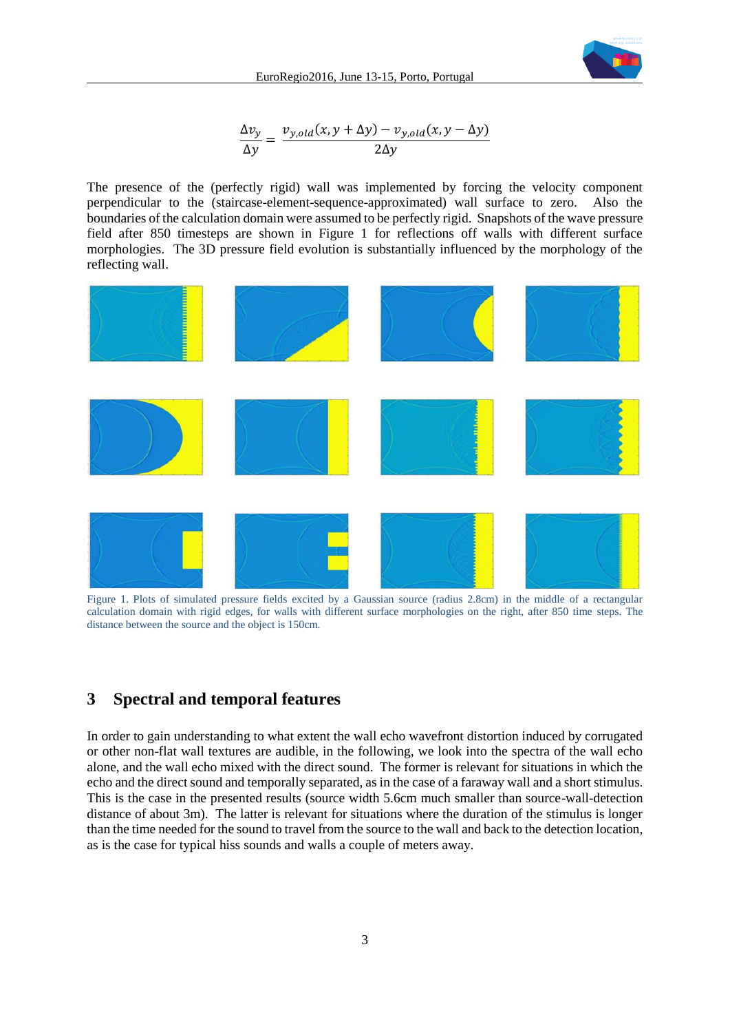$$\frac{\Delta v_y}{\Delta y} = \frac{v_{y,old}(x, y + \Delta y) - v_{y,old}(x, y - \Delta y)}{2\Delta y}$$

The presence of the (perfectly rigid) wall was implemented by forcing the velocity component perpendicular to the (staircase-element-sequence-approximated) wall surface to zero. Also the boundaries of the calculation domain were assumed to be perfectly rigid. Snapshots of the wave pressure field after 850 timesteps are shown in Figure 1 for reflections off walls with different surface morphologies. The 3D pressure field evolution is substantially influenced by the morphology of the reflecting wall.

Figure 1. Plots of simulated pressure fields excited by a Gaussian source (radius 2.8cm) in the middle of a rectangular calculation domain with rigid edges, for walls with different surface morphologies on the right, after 850 time steps. The distance between the source and the object is 150cm.

## 3 Spectral and temporal features

In order to gain understanding to what extent the wall echo wavefront distortion induced by corrugated or other non-flat wall textures are audible, in the following, we look into the spectra of the wall echo alone, and the wall echo mixed with the direct sound. The former is relevant for situations in which the echo and the direct sound and temporally separated, as in the case of a faraway wall and a short stimulus. This is the case in the presented results (source width 5.6cm much smaller than source-wall-detection distance of about 3m). The latter is relevant for situations where the duration of the stimulus is longer than the time needed for the sound to travel from the source to the wall and back to the detection location, as is the case for typical hiss sounds and walls a couple of meters away.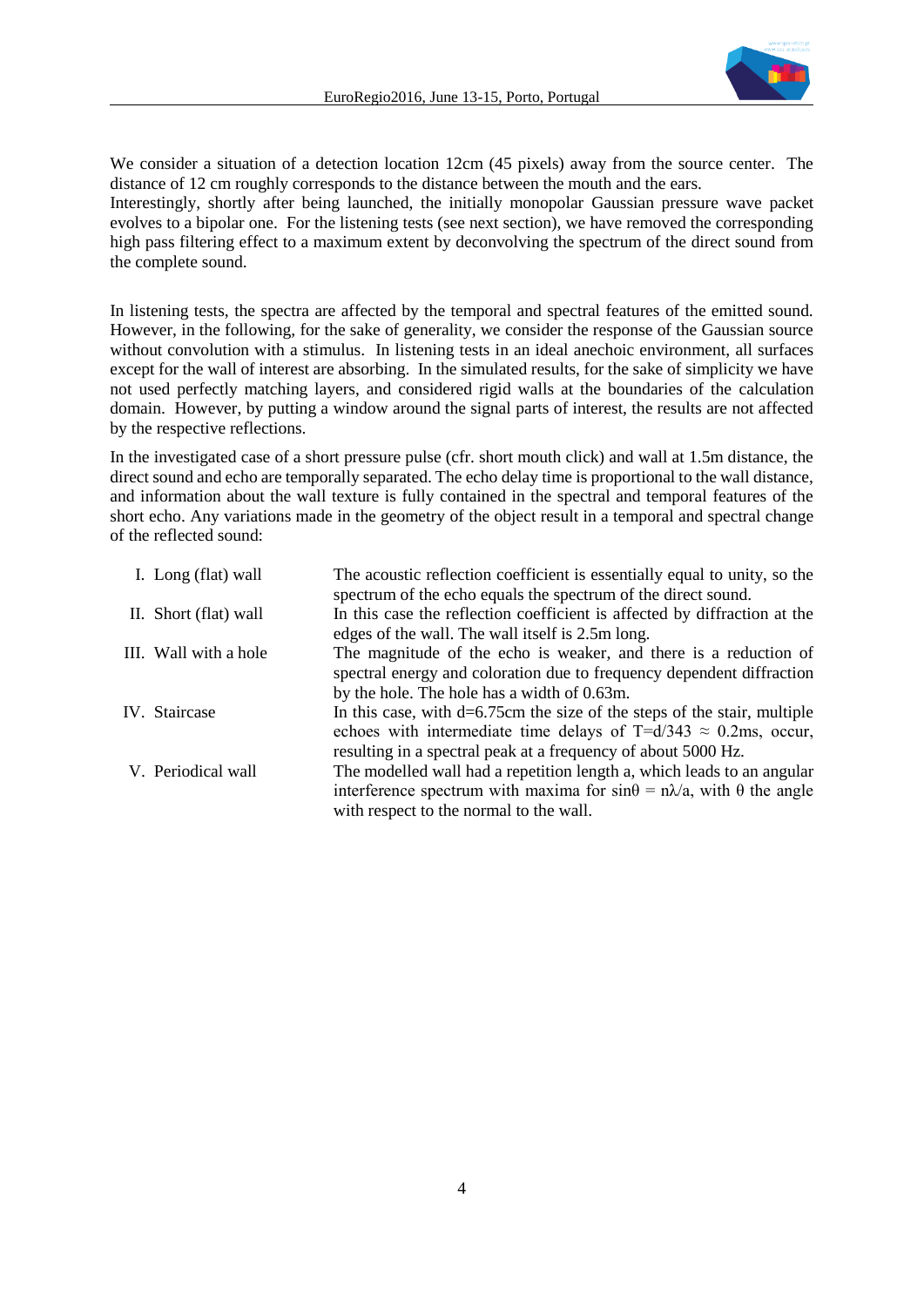We consider a situation of a detection location 12cm (45 pixels) away from the source center. The distance of 12 cm roughly corresponds to the distance between the mouth and the ears.
Interestingly, shortly after being launched, the initially monopolar Gaussian pressure wave packet evolves to a bipolar one. For the listening tests (see next section), we have removed the corresponding high pass filtering effect to a maximum extent by deconvolving the spectrum of the direct sound from the complete sound.

In listening tests, the spectra are affected by the temporal and spectral features of the emitted sound. However, in the following, for the sake of generality, we consider the response of the Gaussian source without convolution with a stimulus. In listening tests in an ideal anechoic environment, all surfaces except for the wall of interest are absorbing. In the simulated results, for the sake of simplicity we have not used perfectly matching layers, and considered rigid walls at the boundaries of the calculation domain. However, by putting a window around the signal parts of interest, the results are not affected by the respective reflections.

In the investigated case of a short pressure pulse (cfr. short mouth click) and wall at 1.5m distance, the direct sound and echo are temporally separated. The echo delay time is proportional to the wall distance, and information about the wall texture is fully contained in the spectral and temporal features of the short echo. Any variations made in the geometry of the object result in a temporal and spectral change of the reflected sound:

| | |
|---|---|
| I. Long (flat) wall | The acoustic reflection coefficient is essentially equal to unity, so the spectrum of the echo equals the spectrum of the direct sound. |
| II. Short (flat) wall | In this case the reflection coefficient is affected by diffraction at the edges of the wall. The wall itself is 2.5m long. |
| III. Wall with a hole | The magnitude of the echo is weaker, and there is a reduction of spectral energy and coloration due to frequency dependent diffraction by the hole. The hole has a width of 0.63m. |
| IV. Staircase | In this case, with d=6.75cm the size of the steps of the stair, multiple echoes with intermediate time delays of $T = d/343 \approx 0.2$ms, occur, resulting in a spectral peak at a frequency of about 5000 Hz. |
| V. Periodical wall | The modelled wall had a repetition length a, which leads to an angular interference spectrum with maxima for $\sin\theta = n\lambda/a$, with $\theta$ the angle with respect to the normal to the wall. |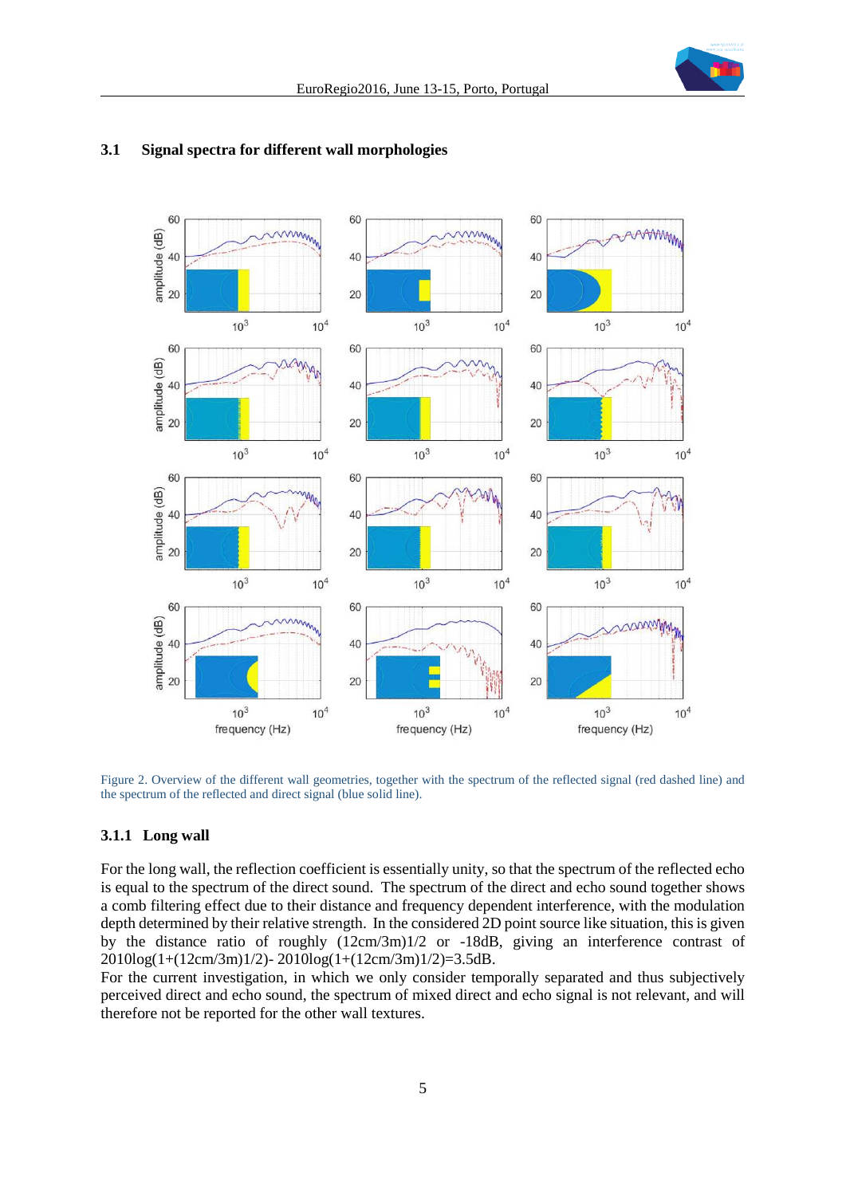### 3.1 Signal spectra for different wall morphologies

Figure 2. Overview of the different wall geometries, together with the spectrum of the reflected signal (red dashed line) and the spectrum of the reflected and direct signal (blue solid line).

#### 3.1.1 Long wall

For the long wall, the reflection coefficient is essentially unity, so that the spectrum of the reflected echo is equal to the spectrum of the direct sound. The spectrum of the direct and echo sound together shows a comb filtering effect due to their distance and frequency dependent interference, with the modulation depth determined by their relative strength. In the considered 2D point source like situation, this is given by the distance ratio of roughly (12cm/3m)1/2 or -18dB, giving an interference contrast of 2010log(1+(12cm/3m)1/2)- 2010log(1+(12cm/3m)1/2)=3.5dB.

For the current investigation, in which we only consider temporally separated and thus subjectively perceived direct and echo sound, the spectrum of mixed direct and echo signal is not relevant, and will therefore not be reported for the other wall textures.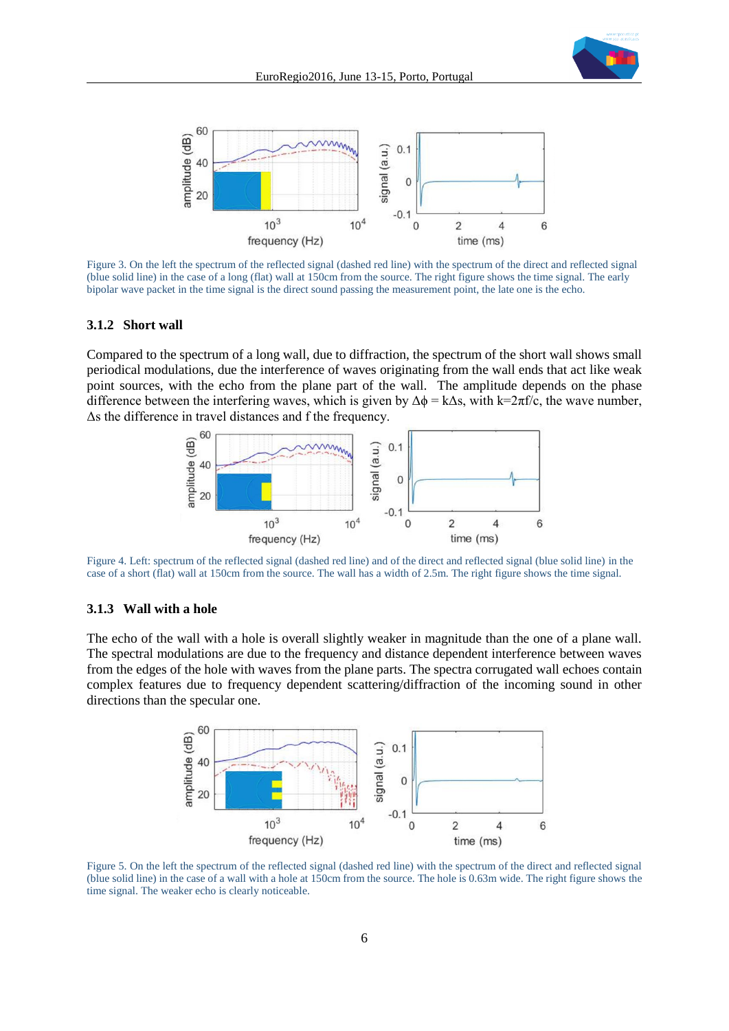Figure 3. On the left the spectrum of the reflected signal (dashed red line) with the spectrum of the direct and reflected signal (blue solid line) in the case of a long (flat) wall at 150cm from the source. The right figure shows the time signal. The early bipolar wave packet in the time signal is the direct sound passing the measurement point, the late one is the echo.

### 3.1.2 Short wall

Compared to the spectrum of a long wall, due to diffraction, the spectrum of the short wall shows small periodical modulations, due the interference of waves originating from the wall ends that act like weak point sources, with the echo from the plane part of the wall. The amplitude depends on the phase difference between the interfering waves, which is given by $\Delta\phi = k\Delta s$, with $k=2\pi f/c$, the wave number, $\Delta s$ the difference in travel distances and f the frequency.

Figure 4. Left: spectrum of the reflected signal (dashed red line) and of the direct and reflected signal (blue solid line) in the case of a short (flat) wall at 150cm from the source. The wall has a width of 2.5m. The right figure shows the time signal.

### 3.1.3 Wall with a hole

The echo of the wall with a hole is overall slightly weaker in magnitude than the one of a plane wall. The spectral modulations are due to the frequency and distance dependent interference between waves from the edges of the hole with waves from the plane parts. The spectra corrugated wall echoes contain complex features due to frequency dependent scattering/diffraction of the incoming sound in other directions than the specular one.

Figure 5. On the left the spectrum of the reflected signal (dashed red line) with the spectrum of the direct and reflected signal (blue solid line) in the case of a wall with a hole at 150cm from the source. The hole is 0.63m wide. The right figure shows the time signal. The weaker echo is clearly noticeable.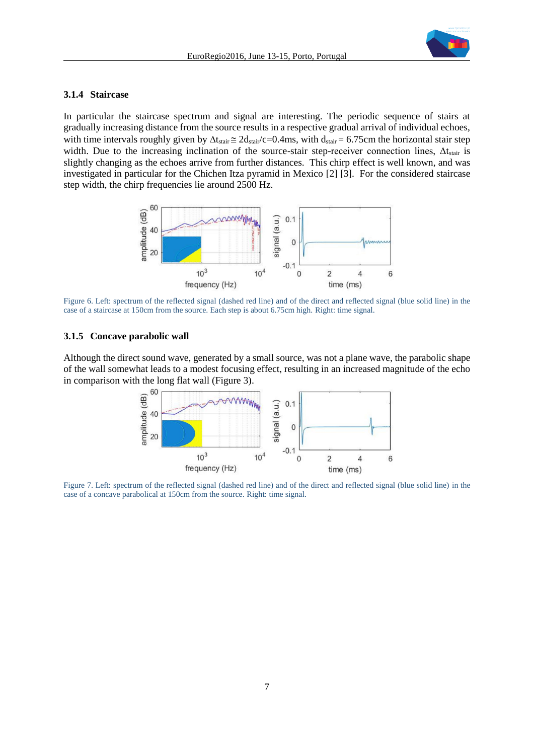### 3.1.4 Staircase

In particular the staircase spectrum and signal are interesting. The periodic sequence of stairs at gradually increasing distance from the source results in a respective gradual arrival of individual echoes, with time intervals roughly given by $\Delta t_{stair} \cong 2d_{stair}/c$=0.4ms, with $d_{stair}$ = 6.75cm the horizontal stair step width. Due to the increasing inclination of the source-stair step-receiver connection lines, $\Delta t_{stair}$ is slightly changing as the echoes arrive from further distances. This chirp effect is well known, and was investigated in particular for the Chichen Itza pyramid in Mexico [2] [3]. For the considered staircase step width, the chirp frequencies lie around 2500 Hz.

Figure 6. Left: spectrum of the reflected signal (dashed red line) and of the direct and reflected signal (blue solid line) in the case of a staircase at 150cm from the source. Each step is about 6.75cm high. Right: time signal.

### 3.1.5 Concave parabolic wall

Although the direct sound wave, generated by a small source, was not a plane wave, the parabolic shape of the wall somewhat leads to a modest focusing effect, resulting in an increased magnitude of the echo in comparison with the long flat wall (Figure 3).

Figure 7. Left: spectrum of the reflected signal (dashed red line) and of the direct and reflected signal (blue solid line) in the case of a concave parabolical at 150cm from the source. Right: time signal.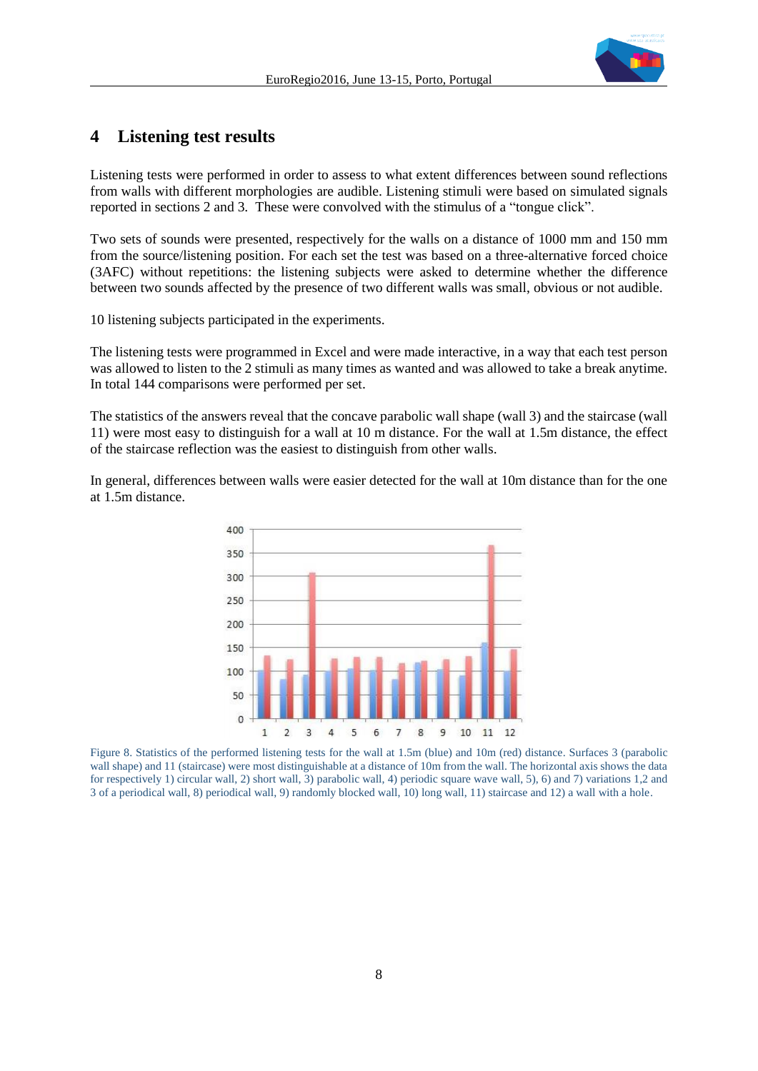# 4 Listening test results

Listening tests were performed in order to assess to what extent differences between sound reflections from walls with different morphologies are audible. Listening stimuli were based on simulated signals reported in sections 2 and 3. These were convolved with the stimulus of a "tongue click".

Two sets of sounds were presented, respectively for the walls on a distance of 1000 mm and 150 mm from the source/listening position. For each set the test was based on a three-alternative forced choice (3AFC) without repetitions: the listening subjects were asked to determine whether the difference between two sounds affected by the presence of two different walls was small, obvious or not audible.

10 listening subjects participated in the experiments.

The listening tests were programmed in Excel and were made interactive, in a way that each test person was allowed to listen to the 2 stimuli as many times as wanted and was allowed to take a break anytime. In total 144 comparisons were performed per set.

The statistics of the answers reveal that the concave parabolic wall shape (wall 3) and the staircase (wall 11) were most easy to distinguish for a wall at 10 m distance. For the wall at 1.5m distance, the effect of the staircase reflection was the easiest to distinguish from other walls.

In general, differences between walls were easier detected for the wall at 10m distance than for the one at 1.5m distance.

Figure 8. Statistics of the performed listening tests for the wall at 1.5m (blue) and 10m (red) distance. Surfaces 3 (parabolic wall shape) and 11 (staircase) were most distinguishable at a distance of 10m from the wall. The horizontal axis shows the data for respectively 1) circular wall, 2) short wall, 3) parabolic wall, 4) periodic square wave wall, 5), 6) and 7) variations 1,2 and 3 of a periodical wall, 8) periodical wall, 9) randomly blocked wall, 10) long wall, 11) staircase and 12) a wall with a hole.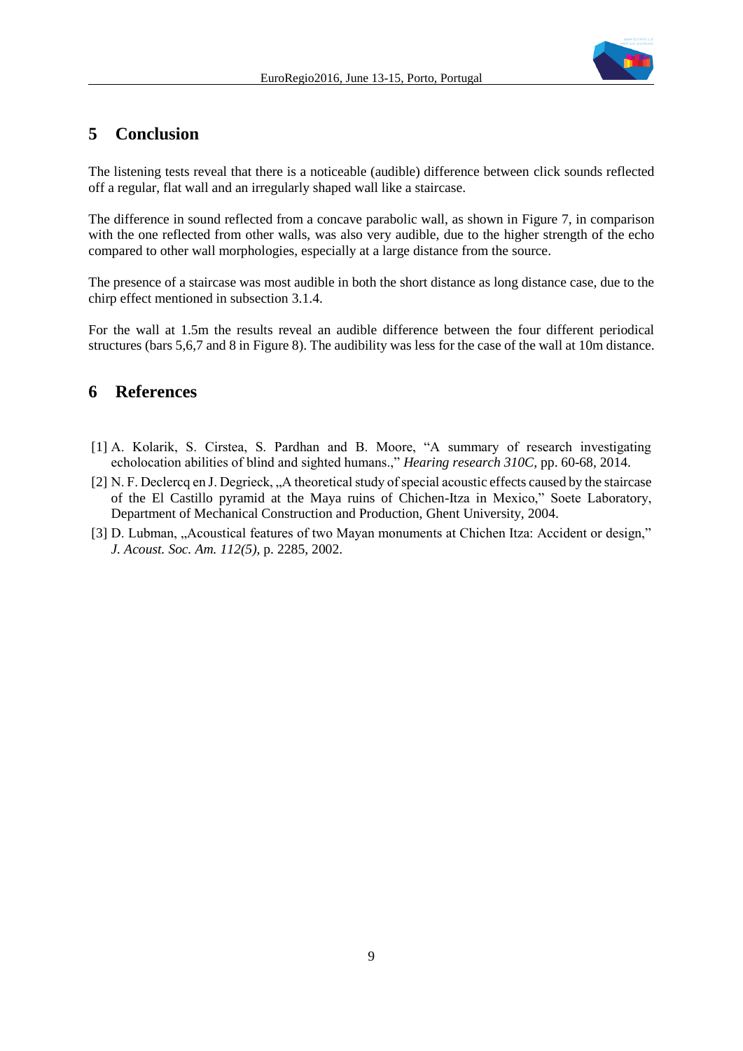## 5 Conclusion

The listening tests reveal that there is a noticeable (audible) difference between click sounds reflected off a regular, flat wall and an irregularly shaped wall like a staircase.

The difference in sound reflected from a concave parabolic wall, as shown in Figure 7, in comparison with the one reflected from other walls, was also very audible, due to the higher strength of the echo compared to other wall morphologies, especially at a large distance from the source.

The presence of a staircase was most audible in both the short distance as long distance case, due to the chirp effect mentioned in subsection 3.1.4.

For the wall at 1.5m the results reveal an audible difference between the four different periodical structures (bars 5,6,7 and 8 in Figure 8). The audibility was less for the case of the wall at 10m distance.

## 6 References

[1] A. Kolarik, S. Cirstea, S. Pardhan and B. Moore, "A summary of research investigating echolocation abilities of blind and sighted humans.," *Hearing research 310C,* pp. 60-68, 2014.

[2] N. F. Declercq en J. Degrieck, „A theoretical study of special acoustic effects caused by the staircase of the El Castillo pyramid at the Maya ruins of Chichen-Itza in Mexico," Soete Laboratory, Department of Mechanical Construction and Production, Ghent University, 2004.

[3] D. Lubman, „Acoustical features of two Mayan monuments at Chichen Itza: Accident or design," *J. Acoust. Soc. Am. 112(5),* p. 2285, 2002.